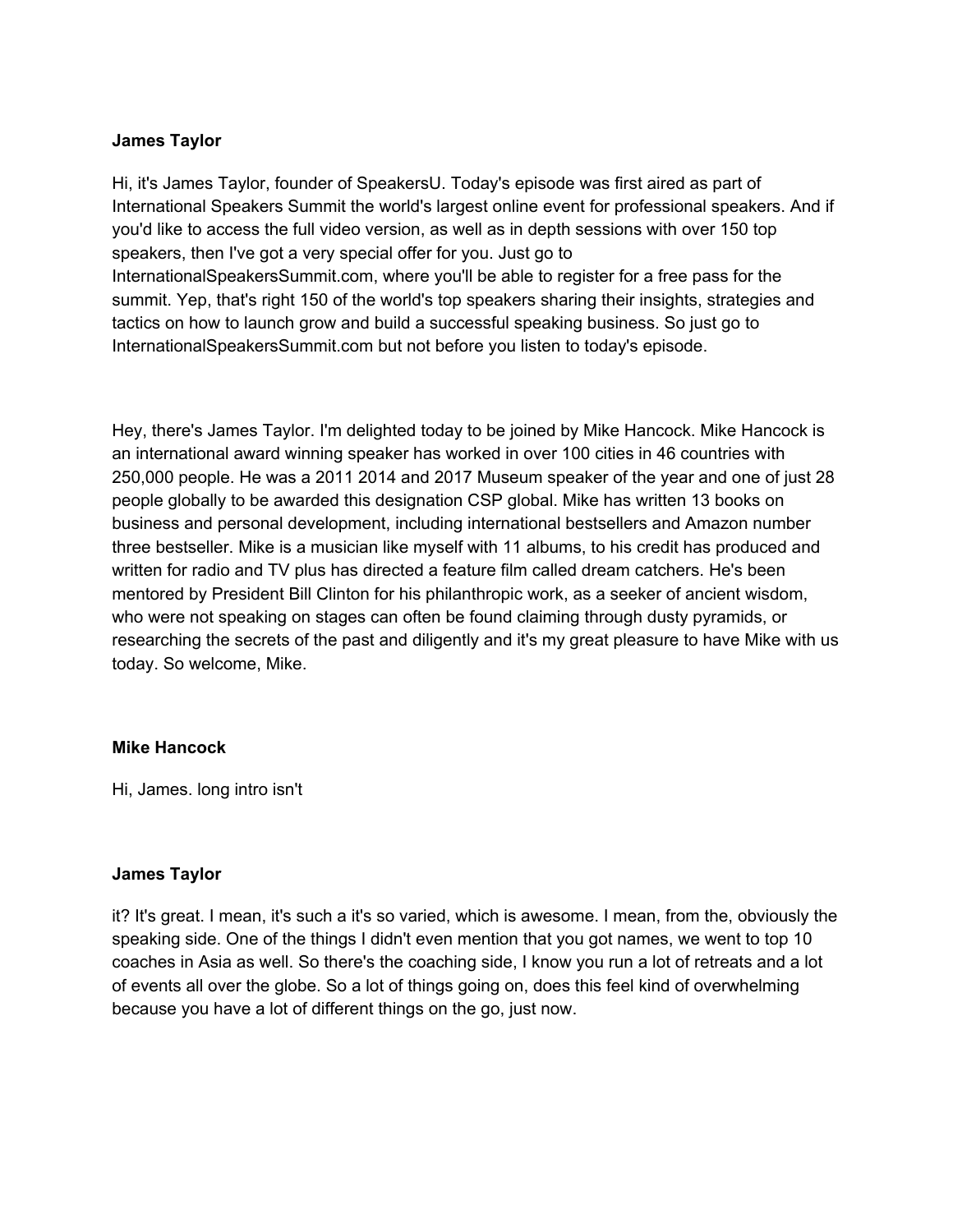**James Taylor**

Hi, it's James Taylor, founder of SpeakersU. Today's episode was first aired as part of International Speakers Summit the world's largest online event for professional speakers. And if you'd like to access the full video version, as well as in depth sessions with over 150 top speakers, then I've got a very special offer for you. Just go to InternationalSpeakersSummit.com, where you'll be able to register for a free pass for the summit. Yep, that's right 150 of the world's top speakers sharing their insights, strategies and tactics on how to launch grow and build a successful speaking business. So just go to InternationalSpeakersSummit.com but not before you listen to today's episode.

Hey, there's James Taylor. I'm delighted today to be joined by Mike Hancock. Mike Hancock is an international award winning speaker has worked in over 100 cities in 46 countries with 250,000 people. He was a 2011 2014 and 2017 Museum speaker of the year and one of just 28 people globally to be awarded this designation CSP global. Mike has written 13 books on business and personal development, including international bestsellers and Amazon number three bestseller. Mike is a musician like myself with 11 albums, to his credit has produced and written for radio and TV plus has directed a feature film called dream catchers. He's been mentored by President Bill Clinton for his philanthropic work, as a seeker of ancient wisdom, who were not speaking on stages can often be found claiming through dusty pyramids, or researching the secrets of the past and diligently and it's my great pleasure to have Mike with us today. So welcome, Mike.

**Mike Hancock**

Hi, James. long intro isn't

**James Taylor**

it? It's great. I mean, it's such a it's so varied, which is awesome. I mean, from the, obviously the speaking side. One of the things I didn't even mention that you got names, we went to top 10 coaches in Asia as well. So there's the coaching side, I know you run a lot of retreats and a lot of events all over the globe. So a lot of things going on, does this feel kind of overwhelming because you have a lot of different things on the go, just now.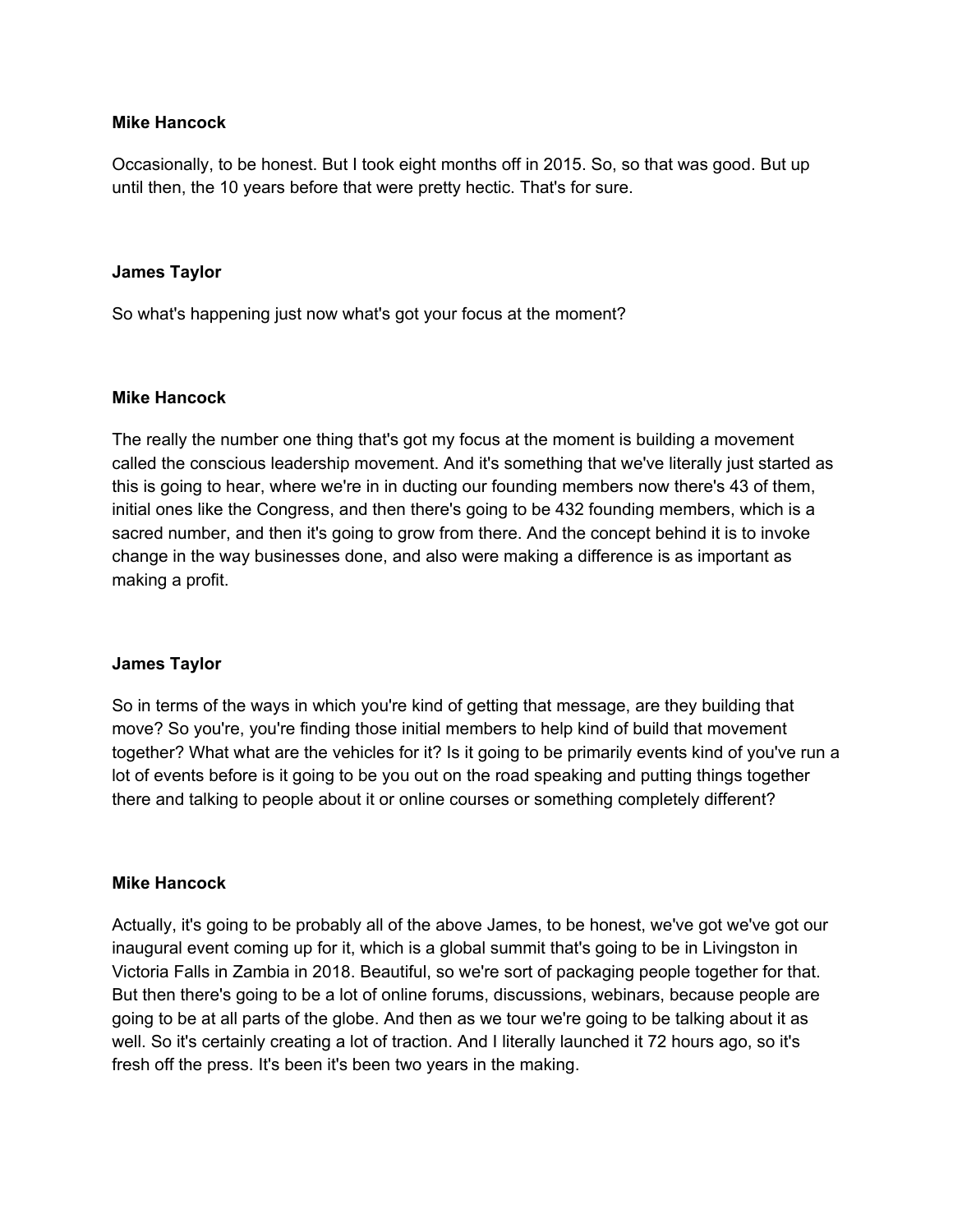**Mike Hancock**

Occasionally, to be honest. But I took eight months off in 2015. So, so that was good. But up until then, the 10 years before that were pretty hectic. That's for sure.

**James Taylor**

So what's happening just now what's got your focus at the moment?

**Mike Hancock**

The really the number one thing that's got my focus at the moment is building a movement called the conscious leadership movement. And it's something that we've literally just started as this is going to hear, where we're in in ducting our founding members now there's 43 of them, initial ones like the Congress, and then there's going to be 432 founding members, which is a sacred number, and then it's going to grow from there. And the concept behind it is to invoke change in the way businesses done, and also were making a difference is as important as making a profit.

**James Taylor**

So in terms of the ways in which you're kind of getting that message, are they building that move? So you're, you're finding those initial members to help kind of build that movement together? What what are the vehicles for it? Is it going to be primarily events kind of you've run a lot of events before is it going to be you out on the road speaking and putting things together there and talking to people about it or online courses or something completely different?

**Mike Hancock**

Actually, it's going to be probably all of the above James, to be honest, we've got we've got our inaugural event coming up for it, which is a global summit that's going to be in Livingston in Victoria Falls in Zambia in 2018. Beautiful, so we're sort of packaging people together for that. But then there's going to be a lot of online forums, discussions, webinars, because people are going to be at all parts of the globe. And then as we tour we're going to be talking about it as well. So it's certainly creating a lot of traction. And I literally launched it 72 hours ago, so it's fresh off the press. It's been it's been two years in the making.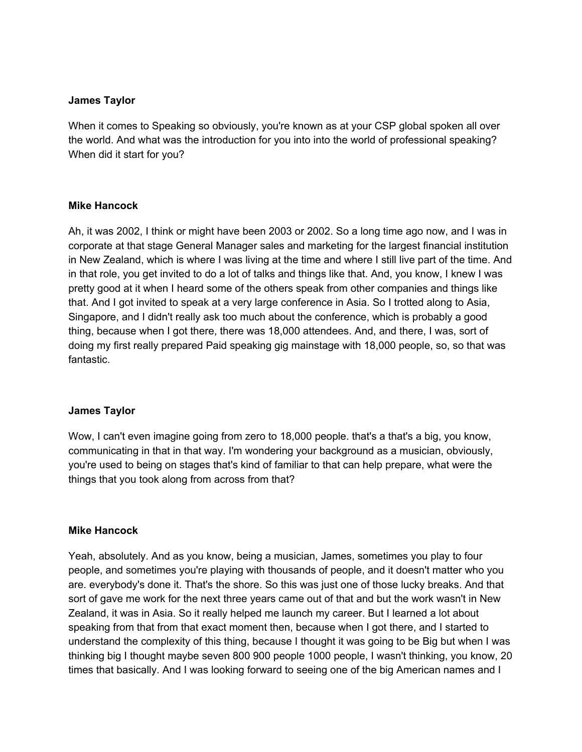**James Taylor**

When it comes to Speaking so obviously, you're known as at your CSP global spoken all over the world. And what was the introduction for you into into the world of professional speaking? When did it start for you?

**Mike Hancock**

Ah, it was 2002, I think or might have been 2003 or 2002. So a long time ago now, and I was in corporate at that stage General Manager sales and marketing for the largest financial institution in New Zealand, which is where I was living at the time and where I still live part of the time. And in that role, you get invited to do a lot of talks and things like that. And, you know, I knew I was pretty good at it when I heard some of the others speak from other companies and things like that. And I got invited to speak at a very large conference in Asia. So I trotted along to Asia, Singapore, and I didn't really ask too much about the conference, which is probably a good thing, because when I got there, there was 18,000 attendees. And, and there, I was, sort of doing my first really prepared Paid speaking gig mainstage with 18,000 people, so, so that was fantastic.

**James Taylor**

Wow, I can't even imagine going from zero to 18,000 people. that's a that's a big, you know, communicating in that in that way. I'm wondering your background as a musician, obviously, you're used to being on stages that's kind of familiar to that can help prepare, what were the things that you took along from across from that?

**Mike Hancock**

Yeah, absolutely. And as you know, being a musician, James, sometimes you play to four people, and sometimes you're playing with thousands of people, and it doesn't matter who you are. everybody's done it. That's the shore. So this was just one of those lucky breaks. And that sort of gave me work for the next three years came out of that and but the work wasn't in New Zealand, it was in Asia. So it really helped me launch my career. But I learned a lot about speaking from that from that exact moment then, because when I got there, and I started to understand the complexity of this thing, because I thought it was going to be Big but when I was thinking big I thought maybe seven 800 900 people 1000 people, I wasn't thinking, you know, 20 times that basically. And I was looking forward to seeing one of the big American names and I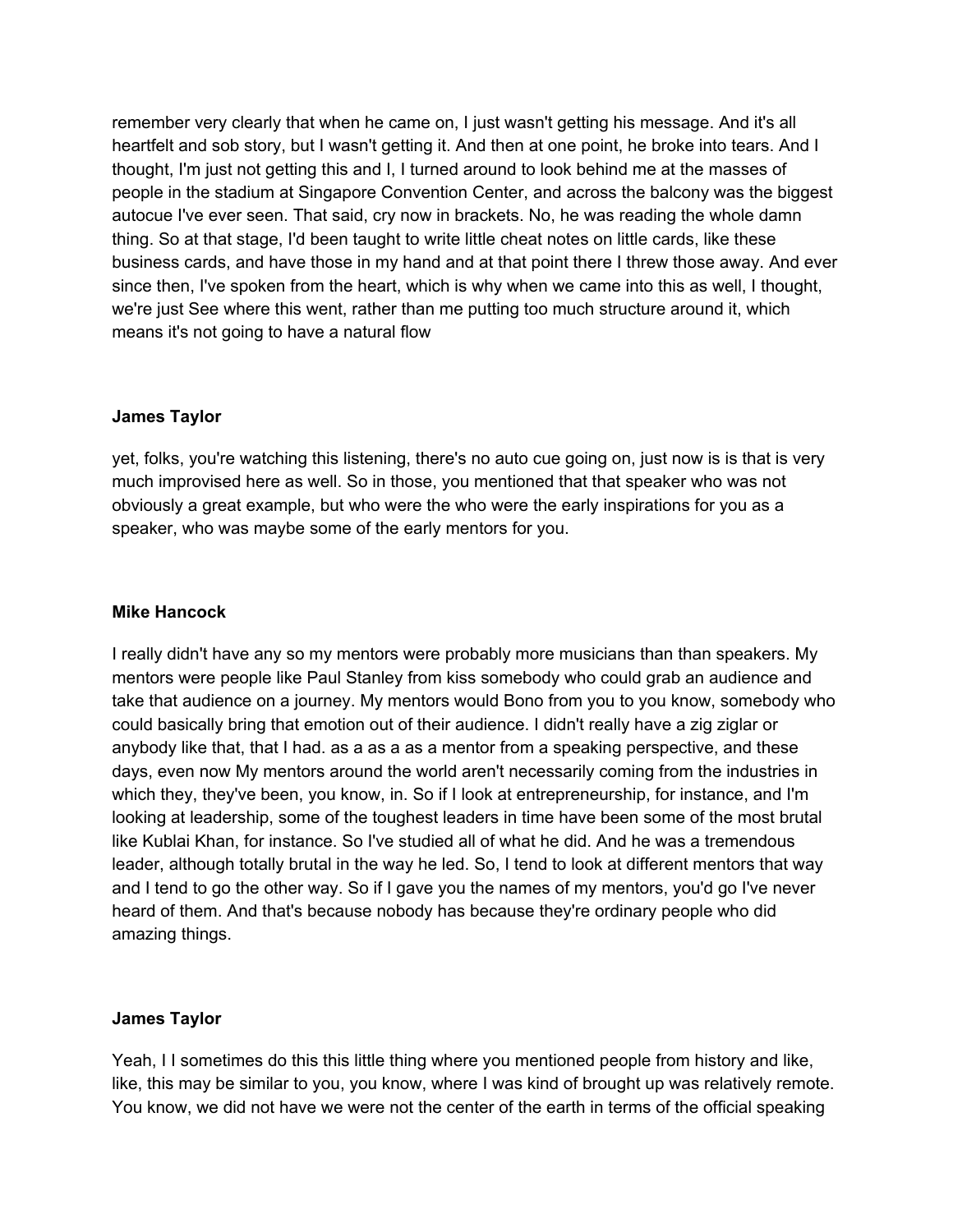remember very clearly that when he came on, I just wasn't getting his message. And it's all heartfelt and sob story, but I wasn't getting it. And then at one point, he broke into tears. And I thought, I'm just not getting this and I, I turned around to look behind me at the masses of people in the stadium at Singapore Convention Center, and across the balcony was the biggest autocue I've ever seen. That said, cry now in brackets. No, he was reading the whole damn thing. So at that stage, I'd been taught to write little cheat notes on little cards, like these business cards, and have those in my hand and at that point there I threw those away. And ever since then, I've spoken from the heart, which is why when we came into this as well, I thought, we're just See where this went, rather than me putting too much structure around it, which means it's not going to have a natural flow

**James Taylor**

yet, folks, you're watching this listening, there's no auto cue going on, just now is is that is very much improvised here as well. So in those, you mentioned that that speaker who was not obviously a great example, but who were the who were the early inspirations for you as a speaker, who was maybe some of the early mentors for you.

**Mike Hancock**

I really didn't have any so my mentors were probably more musicians than than speakers. My mentors were people like Paul Stanley from kiss somebody who could grab an audience and take that audience on a journey. My mentors would Bono from you to you know, somebody who could basically bring that emotion out of their audience. I didn't really have a zig ziglar or anybody like that, that I had. as a as a as a mentor from a speaking perspective, and these days, even now My mentors around the world aren't necessarily coming from the industries in which they, they've been, you know, in. So if I look at entrepreneurship, for instance, and I'm looking at leadership, some of the toughest leaders in time have been some of the most brutal like Kublai Khan, for instance. So I've studied all of what he did. And he was a tremendous leader, although totally brutal in the way he led. So, I tend to look at different mentors that way and I tend to go the other way. So if I gave you the names of my mentors, you'd go I've never heard of them. And that's because nobody has because they're ordinary people who did amazing things.

**James Taylor**

Yeah, I I sometimes do this this little thing where you mentioned people from history and like, like, this may be similar to you, you know, where I was kind of brought up was relatively remote. You know, we did not have we were not the center of the earth in terms of the official speaking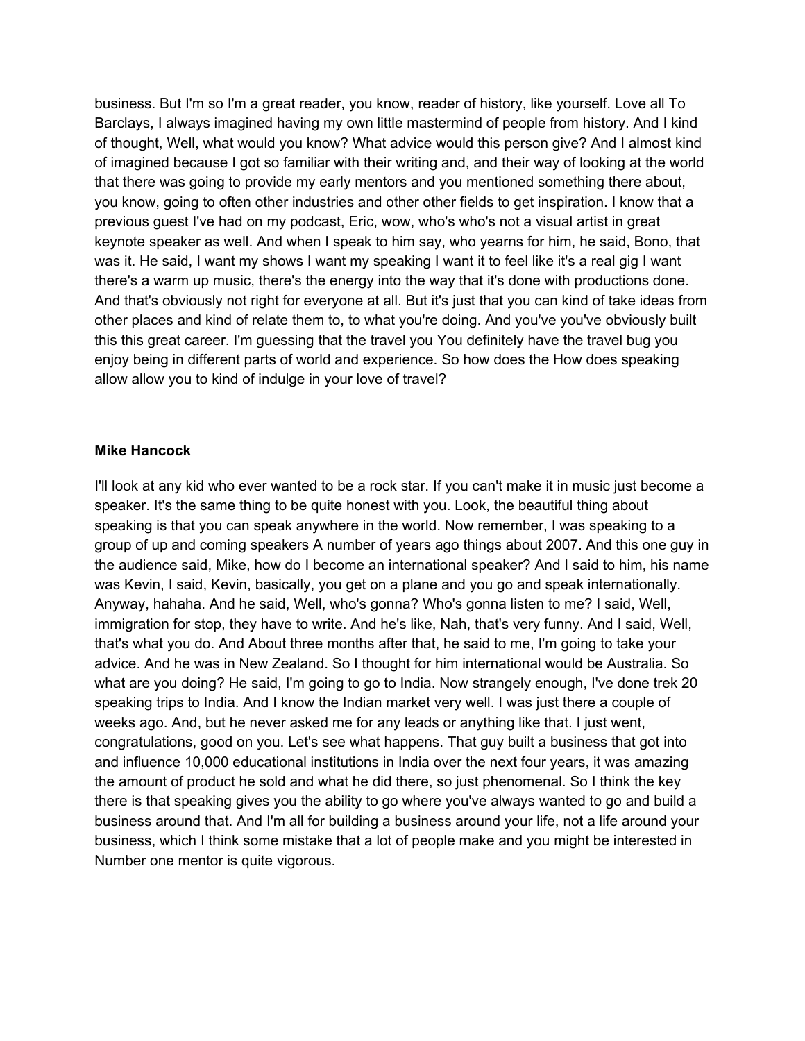business. But I'm so I'm a great reader, you know, reader of history, like yourself. Love all To Barclays, I always imagined having my own little mastermind of people from history. And I kind of thought, Well, what would you know? What advice would this person give? And I almost kind of imagined because I got so familiar with their writing and, and their way of looking at the world that there was going to provide my early mentors and you mentioned something there about, you know, going to often other industries and other other fields to get inspiration. I know that a previous guest I've had on my podcast, Eric, wow, who's who's not a visual artist in great keynote speaker as well. And when I speak to him say, who yearns for him, he said, Bono, that was it. He said, I want my shows I want my speaking I want it to feel like it's a real gig I want there's a warm up music, there's the energy into the way that it's done with productions done. And that's obviously not right for everyone at all. But it's just that you can kind of take ideas from other places and kind of relate them to, to what you're doing. And you've you've obviously built this this great career. I'm guessing that the travel you You definitely have the travel bug you enjoy being in different parts of world and experience. So how does the How does speaking allow allow you to kind of indulge in your love of travel?

**Mike Hancock**

I'll look at any kid who ever wanted to be a rock star. If you can't make it in music just become a speaker. It's the same thing to be quite honest with you. Look, the beautiful thing about speaking is that you can speak anywhere in the world. Now remember, I was speaking to a group of up and coming speakers A number of years ago things about 2007. And this one guy in the audience said, Mike, how do I become an international speaker? And I said to him, his name was Kevin, I said, Kevin, basically, you get on a plane and you go and speak internationally. Anyway, hahaha. And he said, Well, who's gonna? Who's gonna listen to me? I said, Well, immigration for stop, they have to write. And he's like, Nah, that's very funny. And I said, Well, that's what you do. And About three months after that, he said to me, I'm going to take your advice. And he was in New Zealand. So I thought for him international would be Australia. So what are you doing? He said, I'm going to go to India. Now strangely enough, I've done trek 20 speaking trips to India. And I know the Indian market very well. I was just there a couple of weeks ago. And, but he never asked me for any leads or anything like that. I just went, congratulations, good on you. Let's see what happens. That guy built a business that got into and influence 10,000 educational institutions in India over the next four years, it was amazing the amount of product he sold and what he did there, so just phenomenal. So I think the key there is that speaking gives you the ability to go where you've always wanted to go and build a business around that. And I'm all for building a business around your life, not a life around your business, which I think some mistake that a lot of people make and you might be interested in Number one mentor is quite vigorous.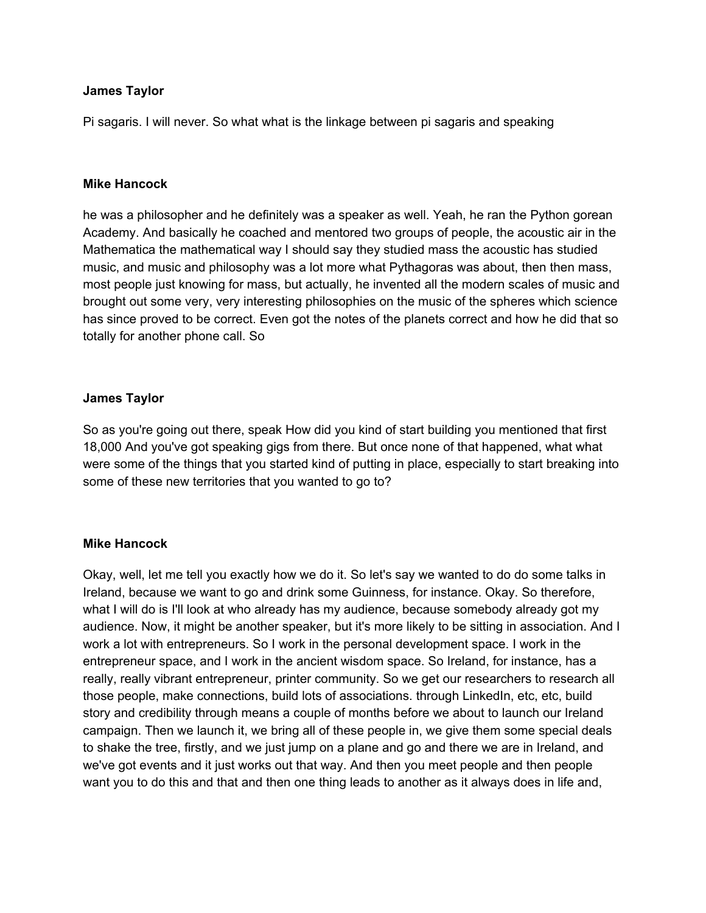**James Taylor**

Pi sagaris. I will never. So what what is the linkage between pi sagaris and speaking

**Mike Hancock**

he was a philosopher and he definitely was a speaker as well. Yeah, he ran the Python gorean Academy. And basically he coached and mentored two groups of people, the acoustic air in the Mathematica the mathematical way I should say they studied mass the acoustic has studied music, and music and philosophy was a lot more what Pythagoras was about, then then mass, most people just knowing for mass, but actually, he invented all the modern scales of music and brought out some very, very interesting philosophies on the music of the spheres which science has since proved to be correct. Even got the notes of the planets correct and how he did that so totally for another phone call. So

**James Taylor**

So as you're going out there, speak How did you kind of start building you mentioned that first 18,000 And you've got speaking gigs from there. But once none of that happened, what what were some of the things that you started kind of putting in place, especially to start breaking into some of these new territories that you wanted to go to?

**Mike Hancock**

Okay, well, let me tell you exactly how we do it. So let's say we wanted to do do some talks in Ireland, because we want to go and drink some Guinness, for instance. Okay. So therefore, what I will do is I'll look at who already has my audience, because somebody already got my audience. Now, it might be another speaker, but it's more likely to be sitting in association. And I work a lot with entrepreneurs. So I work in the personal development space. I work in the entrepreneur space, and I work in the ancient wisdom space. So Ireland, for instance, has a really, really vibrant entrepreneur, printer community. So we get our researchers to research all those people, make connections, build lots of associations. through LinkedIn, etc, etc, build story and credibility through means a couple of months before we about to launch our Ireland campaign. Then we launch it, we bring all of these people in, we give them some special deals to shake the tree, firstly, and we just jump on a plane and go and there we are in Ireland, and we've got events and it just works out that way. And then you meet people and then people want you to do this and that and then one thing leads to another as it always does in life and,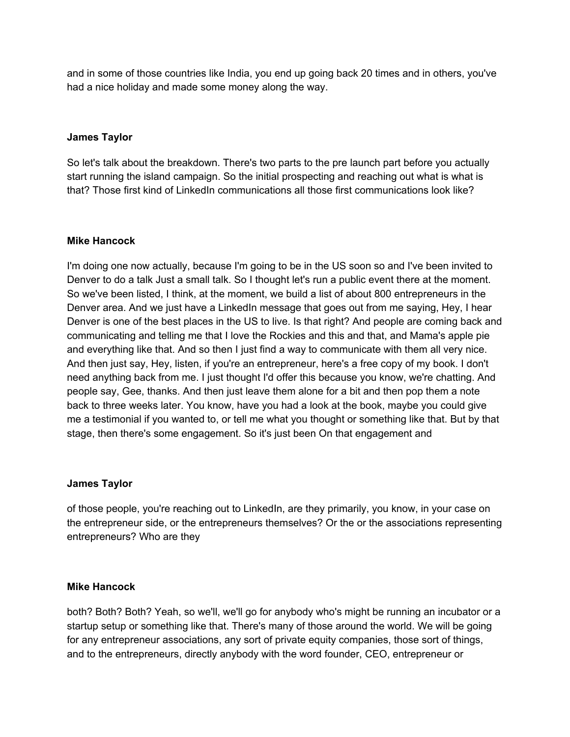and in some of those countries like India, you end up going back 20 times and in others, you've had a nice holiday and made some money along the way.

**James Taylor**

So let's talk about the breakdown. There's two parts to the pre launch part before you actually start running the island campaign. So the initial prospecting and reaching out what is what is that? Those first kind of LinkedIn communications all those first communications look like?

**Mike Hancock**

I'm doing one now actually, because I'm going to be in the US soon so and I've been invited to Denver to do a talk Just a small talk. So I thought let's run a public event there at the moment. So we've been listed, I think, at the moment, we build a list of about 800 entrepreneurs in the Denver area. And we just have a LinkedIn message that goes out from me saying, Hey, I hear Denver is one of the best places in the US to live. Is that right? And people are coming back and communicating and telling me that I love the Rockies and this and that, and Mama's apple pie and everything like that. And so then I just find a way to communicate with them all very nice. And then just say, Hey, listen, if you're an entrepreneur, here's a free copy of my book. I don't need anything back from me. I just thought I'd offer this because you know, we're chatting. And people say, Gee, thanks. And then just leave them alone for a bit and then pop them a note back to three weeks later. You know, have you had a look at the book, maybe you could give me a testimonial if you wanted to, or tell me what you thought or something like that. But by that stage, then there's some engagement. So it's just been On that engagement and

**James Taylor**

of those people, you're reaching out to LinkedIn, are they primarily, you know, in your case on the entrepreneur side, or the entrepreneurs themselves? Or the or the associations representing entrepreneurs? Who are they

**Mike Hancock**

both? Both? Both? Yeah, so we'll, we'll go for anybody who's might be running an incubator or a startup setup or something like that. There's many of those around the world. We will be going for any entrepreneur associations, any sort of private equity companies, those sort of things, and to the entrepreneurs, directly anybody with the word founder, CEO, entrepreneur or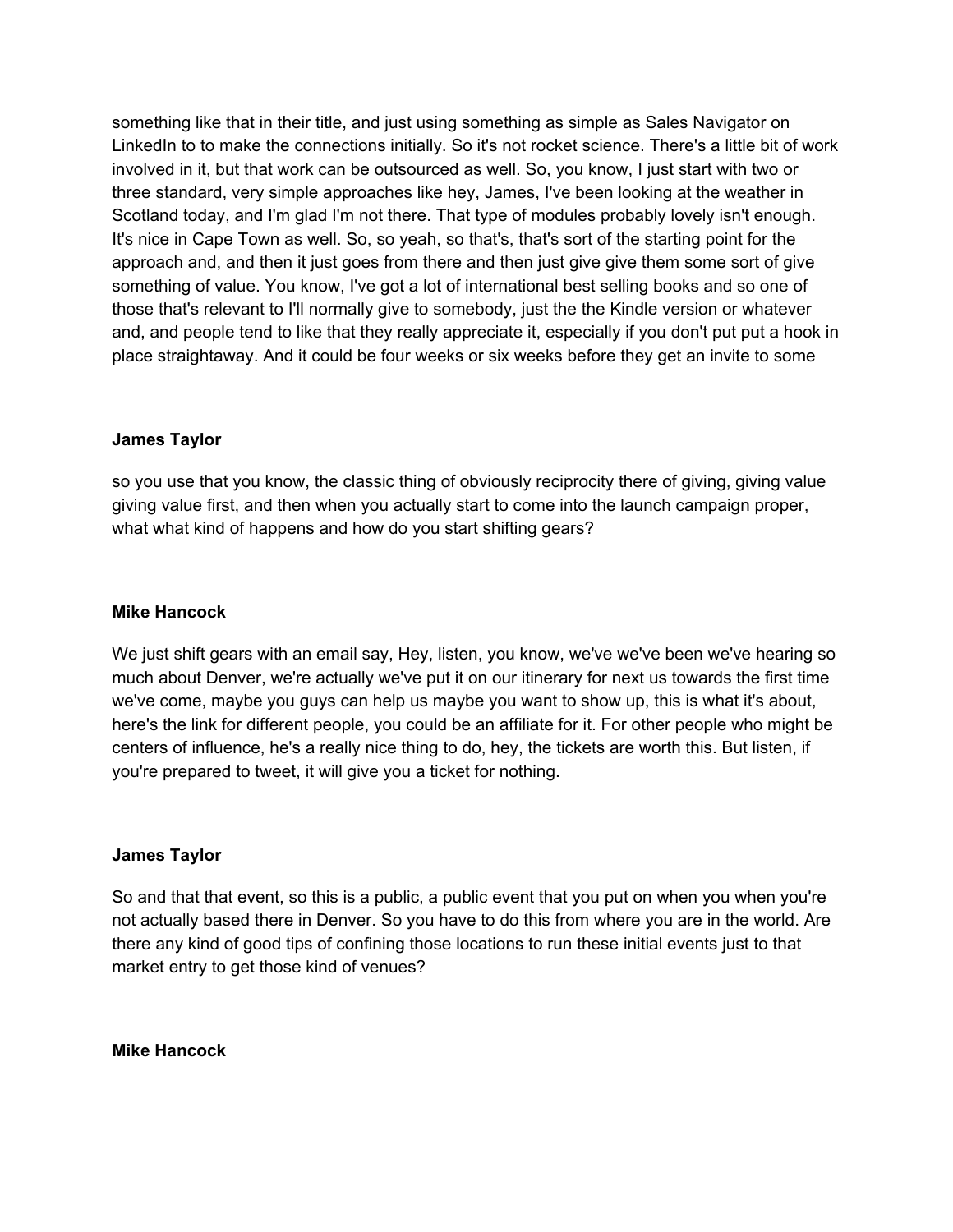something like that in their title, and just using something as simple as Sales Navigator on LinkedIn to to make the connections initially. So it's not rocket science. There's a little bit of work involved in it, but that work can be outsourced as well. So, you know, I just start with two or three standard, very simple approaches like hey, James, I've been looking at the weather in Scotland today, and I'm glad I'm not there. That type of modules probably lovely isn't enough. It's nice in Cape Town as well. So, so yeah, so that's, that's sort of the starting point for the approach and, and then it just goes from there and then just give give them some sort of give something of value. You know, I've got a lot of international best selling books and so one of those that's relevant to I'll normally give to somebody, just the the Kindle version or whatever and, and people tend to like that they really appreciate it, especially if you don't put put a hook in place straightaway. And it could be four weeks or six weeks before they get an invite to some

**James Taylor**

so you use that you know, the classic thing of obviously reciprocity there of giving, giving value giving value first, and then when you actually start to come into the launch campaign proper, what what kind of happens and how do you start shifting gears?

**Mike Hancock**

We just shift gears with an email say, Hey, listen, you know, we've we've been we've hearing so much about Denver, we're actually we've put it on our itinerary for next us towards the first time we've come, maybe you guys can help us maybe you want to show up, this is what it's about, here's the link for different people, you could be an affiliate for it. For other people who might be centers of influence, he's a really nice thing to do, hey, the tickets are worth this. But listen, if you're prepared to tweet, it will give you a ticket for nothing.

**James Taylor**

So and that that event, so this is a public, a public event that you put on when you when you're not actually based there in Denver. So you have to do this from where you are in the world. Are there any kind of good tips of confining those locations to run these initial events just to that market entry to get those kind of venues?

**Mike Hancock**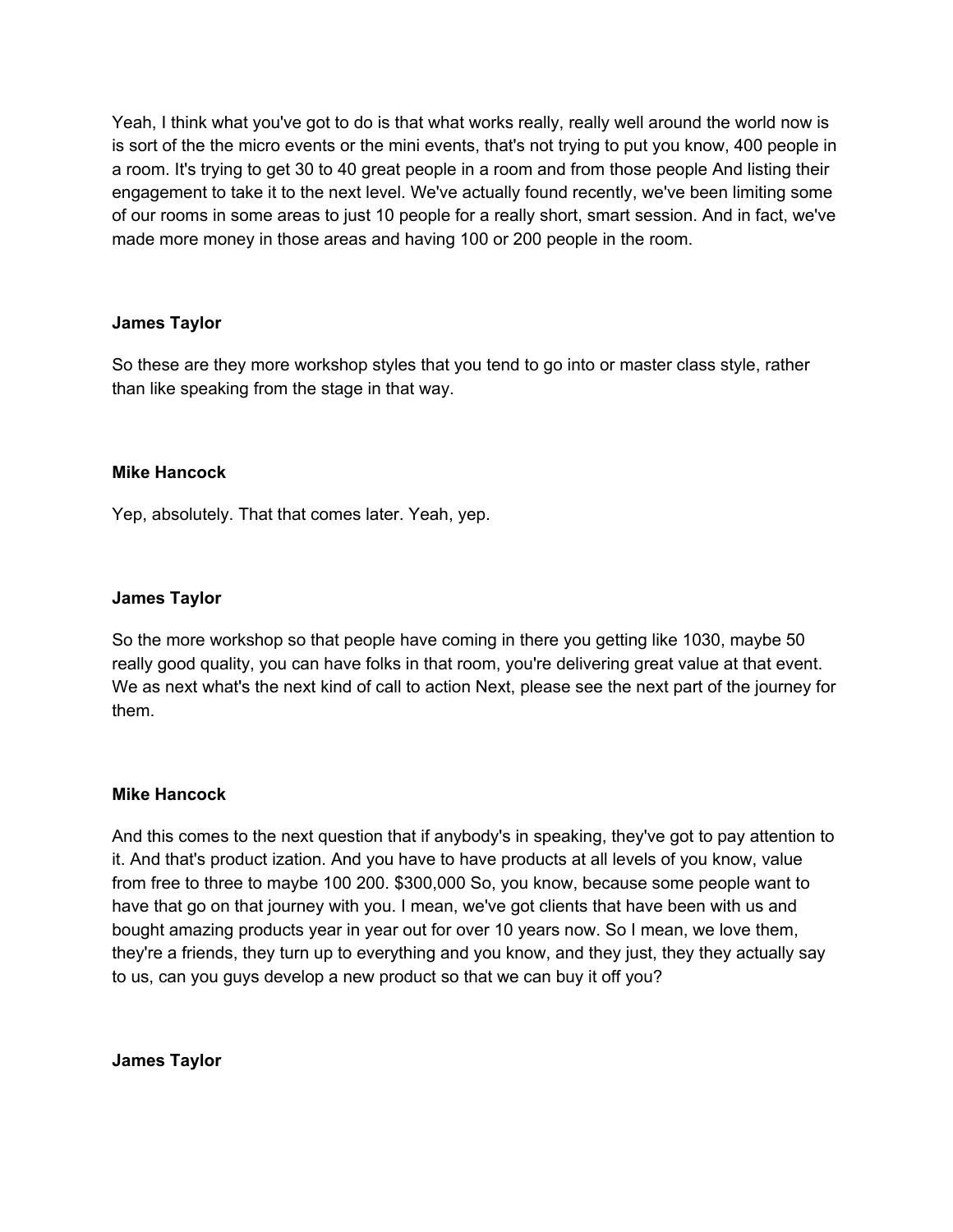Yeah, I think what you've got to do is that what works really, really well around the world now is is sort of the the micro events or the mini events, that's not trying to put you know, 400 people in a room. It's trying to get 30 to 40 great people in a room and from those people And listing their engagement to take it to the next level. We've actually found recently, we've been limiting some of our rooms in some areas to just 10 people for a really short, smart session. And in fact, we've made more money in those areas and having 100 or 200 people in the room.

**James Taylor**

So these are they more workshop styles that you tend to go into or master class style, rather than like speaking from the stage in that way.

**Mike Hancock**

Yep, absolutely. That that comes later. Yeah, yep.

**James Taylor**

So the more workshop so that people have coming in there you getting like 1030, maybe 50 really good quality, you can have folks in that room, you're delivering great value at that event. We as next what's the next kind of call to action Next, please see the next part of the journey for them.

**Mike Hancock**

And this comes to the next question that if anybody's in speaking, they've got to pay attention to it. And that's product ization. And you have to have products at all levels of you know, value from free to three to maybe 100 200. $300,000 So, you know, because some people want to have that go on that journey with you. I mean, we've got clients that have been with us and bought amazing products year in year out for over 10 years now. So I mean, we love them, they're a friends, they turn up to everything and you know, and they just, they they actually say to us, can you guys develop a new product so that we can buy it off you?

**James Taylor**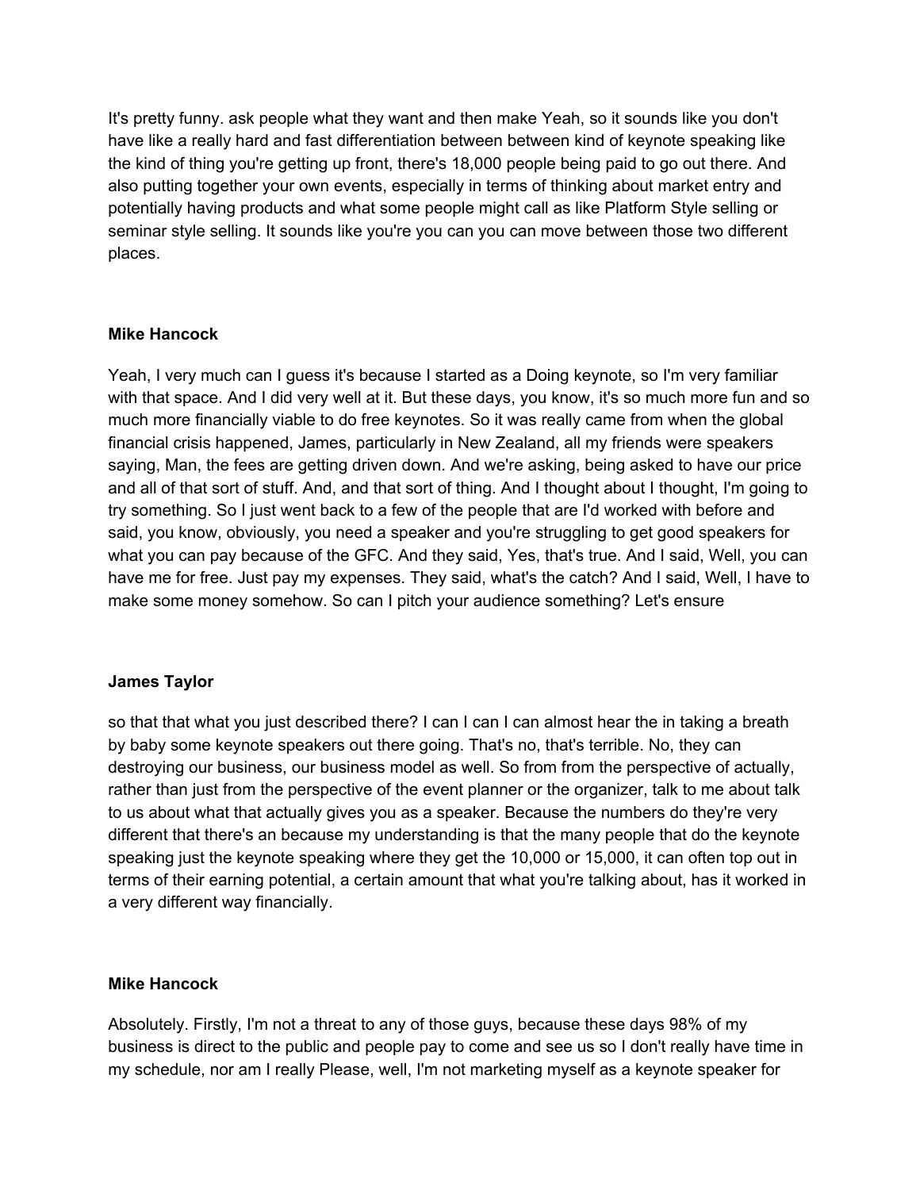It's pretty funny. ask people what they want and then make Yeah, so it sounds like you don't have like a really hard and fast differentiation between between kind of keynote speaking like the kind of thing you're getting up front, there's 18,000 people being paid to go out there. And also putting together your own events, especially in terms of thinking about market entry and potentially having products and what some people might call as like Platform Style selling or seminar style selling. It sounds like you're you can you can move between those two different places.

**Mike Hancock**

Yeah, I very much can I guess it's because I started as a Doing keynote, so I'm very familiar with that space. And I did very well at it. But these days, you know, it's so much more fun and so much more financially viable to do free keynotes. So it was really came from when the global financial crisis happened, James, particularly in New Zealand, all my friends were speakers saying, Man, the fees are getting driven down. And we're asking, being asked to have our price and all of that sort of stuff. And, and that sort of thing. And I thought about I thought, I'm going to try something. So I just went back to a few of the people that are I'd worked with before and said, you know, obviously, you need a speaker and you're struggling to get good speakers for what you can pay because of the GFC. And they said, Yes, that's true. And I said, Well, you can have me for free. Just pay my expenses. They said, what's the catch? And I said, Well, I have to make some money somehow. So can I pitch your audience something? Let's ensure

**James Taylor**

so that that what you just described there? I can I can I can almost hear the in taking a breath by baby some keynote speakers out there going. That's no, that's terrible. No, they can destroying our business, our business model as well. So from from the perspective of actually, rather than just from the perspective of the event planner or the organizer, talk to me about talk to us about what that actually gives you as a speaker. Because the numbers do they're very different that there's an because my understanding is that the many people that do the keynote speaking just the keynote speaking where they get the 10,000 or 15,000, it can often top out in terms of their earning potential, a certain amount that what you're talking about, has it worked in a very different way financially.

**Mike Hancock**

Absolutely. Firstly, I'm not a threat to any of those guys, because these days 98% of my business is direct to the public and people pay to come and see us so I don't really have time in my schedule, nor am I really Please, well, I'm not marketing myself as a keynote speaker for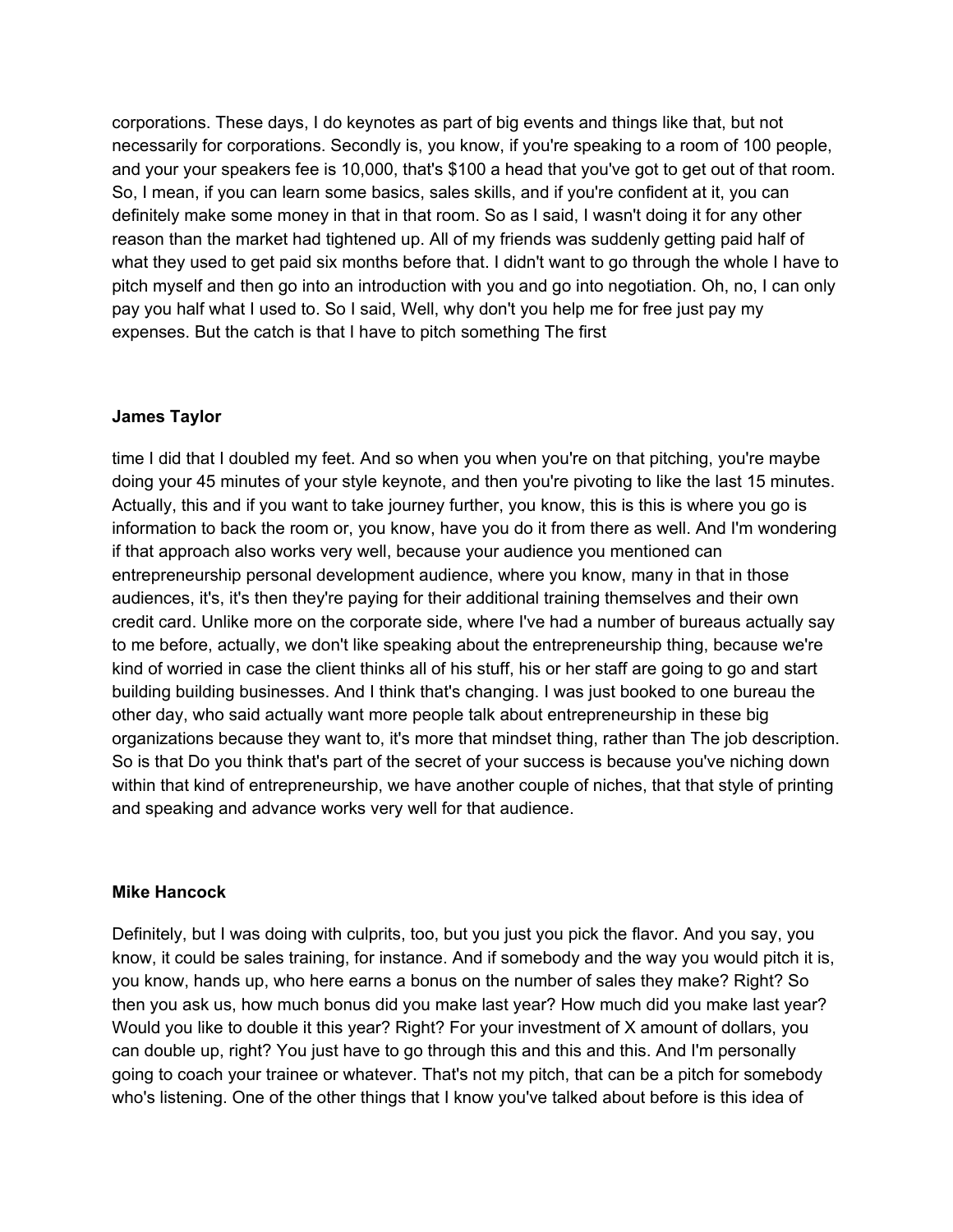corporations. These days, I do keynotes as part of big events and things like that, but not necessarily for corporations. Secondly is, you know, if you're speaking to a room of 100 people, and your your speakers fee is 10,000, that's $100 a head that you've got to get out of that room. So, I mean, if you can learn some basics, sales skills, and if you're confident at it, you can definitely make some money in that in that room. So as I said, I wasn't doing it for any other reason than the market had tightened up. All of my friends was suddenly getting paid half of what they used to get paid six months before that. I didn't want to go through the whole I have to pitch myself and then go into an introduction with you and go into negotiation. Oh, no, I can only pay you half what I used to. So I said, Well, why don't you help me for free just pay my expenses. But the catch is that I have to pitch something The first

**James Taylor**

time I did that I doubled my feet. And so when you when you're on that pitching, you're maybe doing your 45 minutes of your style keynote, and then you're pivoting to like the last 15 minutes. Actually, this and if you want to take journey further, you know, this is this is where you go is information to back the room or, you know, have you do it from there as well. And I'm wondering if that approach also works very well, because your audience you mentioned can entrepreneurship personal development audience, where you know, many in that in those audiences, it's, it's then they're paying for their additional training themselves and their own credit card. Unlike more on the corporate side, where I've had a number of bureaus actually say to me before, actually, we don't like speaking about the entrepreneurship thing, because we're kind of worried in case the client thinks all of his stuff, his or her staff are going to go and start building building businesses. And I think that's changing. I was just booked to one bureau the other day, who said actually want more people talk about entrepreneurship in these big organizations because they want to, it's more that mindset thing, rather than The job description. So is that Do you think that's part of the secret of your success is because you've niching down within that kind of entrepreneurship, we have another couple of niches, that that style of printing and speaking and advance works very well for that audience.

**Mike Hancock**

Definitely, but I was doing with culprits, too, but you just you pick the flavor. And you say, you know, it could be sales training, for instance. And if somebody and the way you would pitch it is, you know, hands up, who here earns a bonus on the number of sales they make? Right? So then you ask us, how much bonus did you make last year? How much did you make last year? Would you like to double it this year? Right? For your investment of X amount of dollars, you can double up, right? You just have to go through this and this and this. And I'm personally going to coach your trainee or whatever. That's not my pitch, that can be a pitch for somebody who's listening. One of the other things that I know you've talked about before is this idea of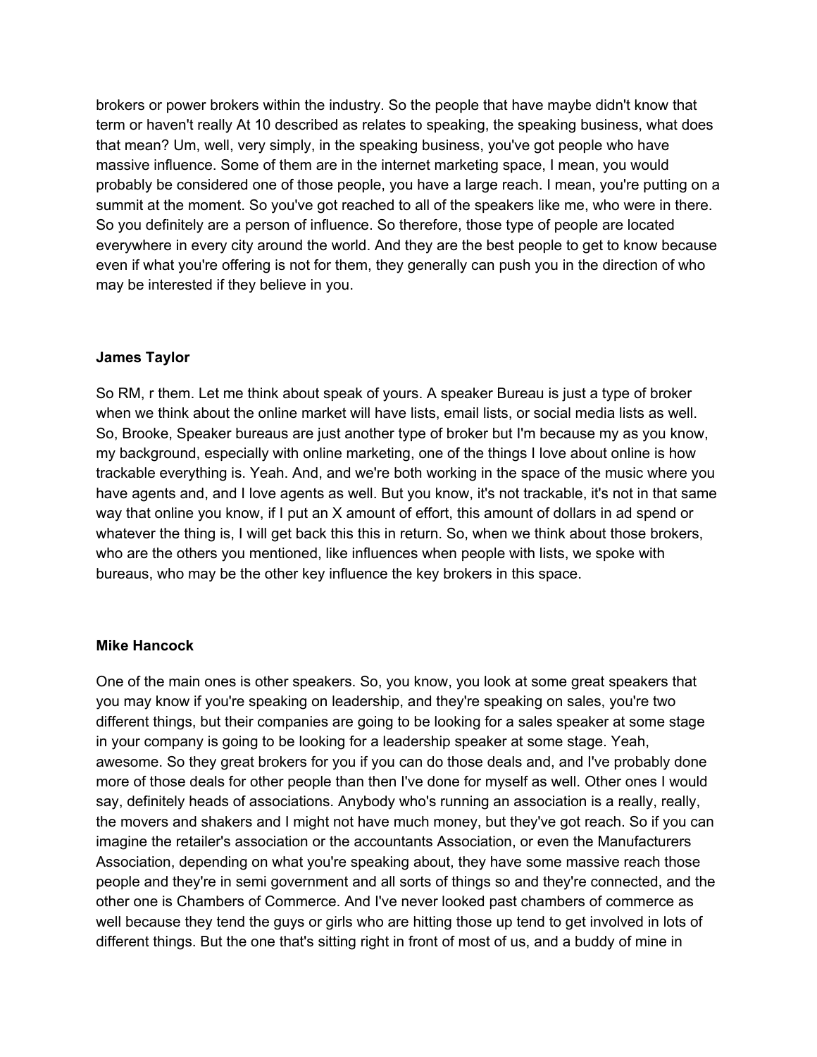brokers or power brokers within the industry. So the people that have maybe didn't know that term or haven't really At 10 described as relates to speaking, the speaking business, what does that mean? Um, well, very simply, in the speaking business, you've got people who have massive influence. Some of them are in the internet marketing space, I mean, you would probably be considered one of those people, you have a large reach. I mean, you're putting on a summit at the moment. So you've got reached to all of the speakers like me, who were in there. So you definitely are a person of influence. So therefore, those type of people are located everywhere in every city around the world. And they are the best people to get to know because even if what you're offering is not for them, they generally can push you in the direction of who may be interested if they believe in you.

**James Taylor**

So RM, r them. Let me think about speak of yours. A speaker Bureau is just a type of broker when we think about the online market will have lists, email lists, or social media lists as well. So, Brooke, Speaker bureaus are just another type of broker but I'm because my as you know, my background, especially with online marketing, one of the things I love about online is how trackable everything is. Yeah. And, and we're both working in the space of the music where you have agents and, and I love agents as well. But you know, it's not trackable, it's not in that same way that online you know, if I put an X amount of effort, this amount of dollars in ad spend or whatever the thing is, I will get back this this in return. So, when we think about those brokers, who are the others you mentioned, like influences when people with lists, we spoke with bureaus, who may be the other key influence the key brokers in this space.

**Mike Hancock**

One of the main ones is other speakers. So, you know, you look at some great speakers that you may know if you're speaking on leadership, and they're speaking on sales, you're two different things, but their companies are going to be looking for a sales speaker at some stage in your company is going to be looking for a leadership speaker at some stage. Yeah, awesome. So they great brokers for you if you can do those deals and, and I've probably done more of those deals for other people than then I've done for myself as well. Other ones I would say, definitely heads of associations. Anybody who's running an association is a really, really, the movers and shakers and I might not have much money, but they've got reach. So if you can imagine the retailer's association or the accountants Association, or even the Manufacturers Association, depending on what you're speaking about, they have some massive reach those people and they're in semi government and all sorts of things so and they're connected, and the other one is Chambers of Commerce. And I've never looked past chambers of commerce as well because they tend the guys or girls who are hitting those up tend to get involved in lots of different things. But the one that's sitting right in front of most of us, and a buddy of mine in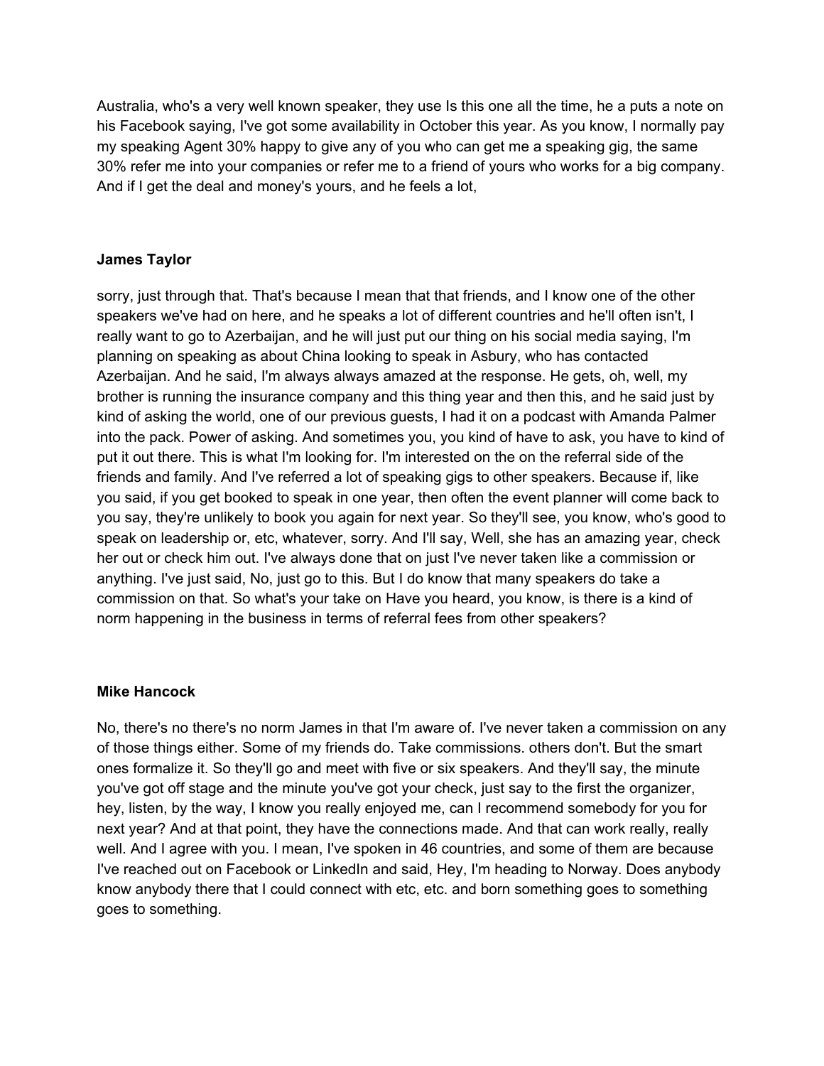Australia, who's a very well known speaker, they use Is this one all the time, he a puts a note on his Facebook saying, I've got some availability in October this year. As you know, I normally pay my speaking Agent 30% happy to give any of you who can get me a speaking gig, the same 30% refer me into your companies or refer me to a friend of yours who works for a big company. And if I get the deal and money's yours, and he feels a lot,

**James Taylor**

sorry, just through that. That's because I mean that that friends, and I know one of the other speakers we've had on here, and he speaks a lot of different countries and he'll often isn't, I really want to go to Azerbaijan, and he will just put our thing on his social media saying, I'm planning on speaking as about China looking to speak in Asbury, who has contacted Azerbaijan. And he said, I'm always always amazed at the response. He gets, oh, well, my brother is running the insurance company and this thing year and then this, and he said just by kind of asking the world, one of our previous guests, I had it on a podcast with Amanda Palmer into the pack. Power of asking. And sometimes you, you kind of have to ask, you have to kind of put it out there. This is what I'm looking for. I'm interested on the on the referral side of the friends and family. And I've referred a lot of speaking gigs to other speakers. Because if, like you said, if you get booked to speak in one year, then often the event planner will come back to you say, they're unlikely to book you again for next year. So they'll see, you know, who's good to speak on leadership or, etc, whatever, sorry. And I'll say, Well, she has an amazing year, check her out or check him out. I've always done that on just I've never taken like a commission or anything. I've just said, No, just go to this. But I do know that many speakers do take a commission on that. So what's your take on Have you heard, you know, is there is a kind of norm happening in the business in terms of referral fees from other speakers?

**Mike Hancock**

No, there's no there's no norm James in that I'm aware of. I've never taken a commission on any of those things either. Some of my friends do. Take commissions. others don't. But the smart ones formalize it. So they'll go and meet with five or six speakers. And they'll say, the minute you've got off stage and the minute you've got your check, just say to the first the organizer, hey, listen, by the way, I know you really enjoyed me, can I recommend somebody for you for next year? And at that point, they have the connections made. And that can work really, really well. And I agree with you. I mean, I've spoken in 46 countries, and some of them are because I've reached out on Facebook or LinkedIn and said, Hey, I'm heading to Norway. Does anybody know anybody there that I could connect with etc, etc. and born something goes to something goes to something.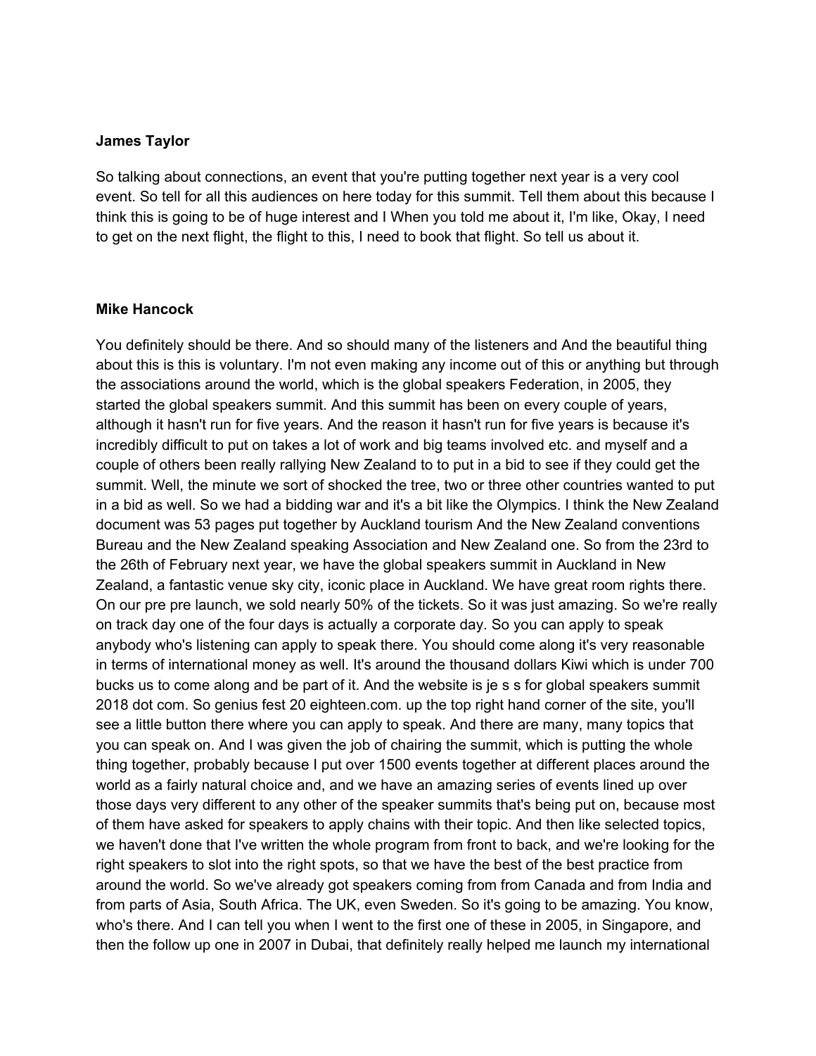**James Taylor**

So talking about connections, an event that you're putting together next year is a very cool event. So tell for all this audiences on here today for this summit. Tell them about this because I think this is going to be of huge interest and I When you told me about it, I'm like, Okay, I need to get on the next flight, the flight to this, I need to book that flight. So tell us about it.

**Mike Hancock**

You definitely should be there. And so should many of the listeners and And the beautiful thing about this is this is voluntary. I'm not even making any income out of this or anything but through the associations around the world, which is the global speakers Federation, in 2005, they started the global speakers summit. And this summit has been on every couple of years, although it hasn't run for five years. And the reason it hasn't run for five years is because it's incredibly difficult to put on takes a lot of work and big teams involved etc. and myself and a couple of others been really rallying New Zealand to to put in a bid to see if they could get the summit. Well, the minute we sort of shocked the tree, two or three other countries wanted to put in a bid as well. So we had a bidding war and it's a bit like the Olympics. I think the New Zealand document was 53 pages put together by Auckland tourism And the New Zealand conventions Bureau and the New Zealand speaking Association and New Zealand one. So from the 23rd to the 26th of February next year, we have the global speakers summit in Auckland in New Zealand, a fantastic venue sky city, iconic place in Auckland. We have great room rights there. On our pre pre launch, we sold nearly 50% of the tickets. So it was just amazing. So we're really on track day one of the four days is actually a corporate day. So you can apply to speak anybody who's listening can apply to speak there. You should come along it's very reasonable in terms of international money as well. It's around the thousand dollars Kiwi which is under 700 bucks us to come along and be part of it. And the website is je s s for global speakers summit 2018 dot com. So genius fest 20 eighteen.com. up the top right hand corner of the site, you'll see a little button there where you can apply to speak. And there are many, many topics that you can speak on. And I was given the job of chairing the summit, which is putting the whole thing together, probably because I put over 1500 events together at different places around the world as a fairly natural choice and, and we have an amazing series of events lined up over those days very different to any other of the speaker summits that's being put on, because most of them have asked for speakers to apply chains with their topic. And then like selected topics, we haven't done that I've written the whole program from front to back, and we're looking for the right speakers to slot into the right spots, so that we have the best of the best practice from around the world. So we've already got speakers coming from from Canada and from India and from parts of Asia, South Africa. The UK, even Sweden. So it's going to be amazing. You know, who's there. And I can tell you when I went to the first one of these in 2005, in Singapore, and then the follow up one in 2007 in Dubai, that definitely really helped me launch my international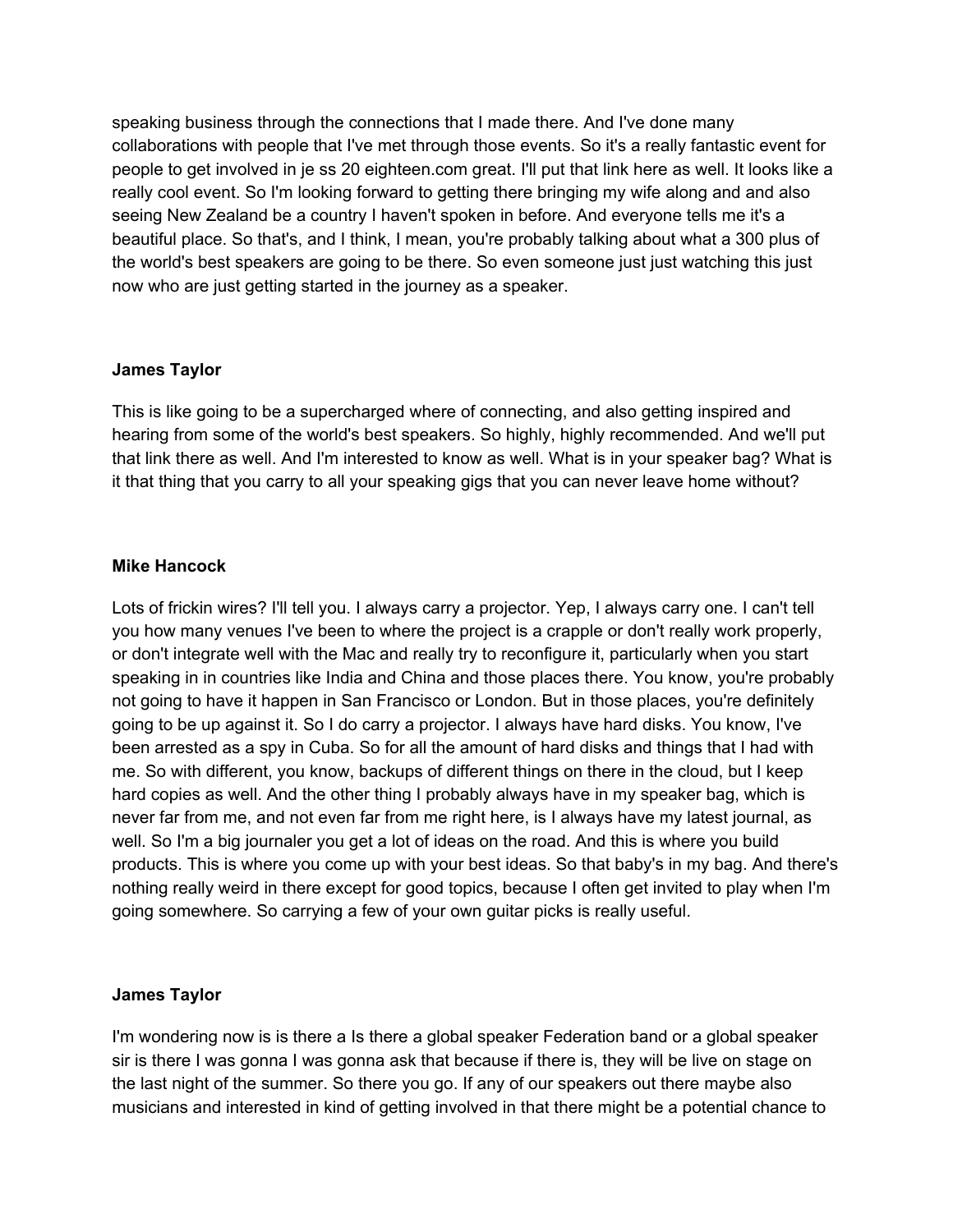speaking business through the connections that I made there. And I've done many collaborations with people that I've met through those events. So it's a really fantastic event for people to get involved in je ss 20 eighteen.com great. I'll put that link here as well. It looks like a really cool event. So I'm looking forward to getting there bringing my wife along and and also seeing New Zealand be a country I haven't spoken in before. And everyone tells me it's a beautiful place. So that's, and I think, I mean, you're probably talking about what a 300 plus of the world's best speakers are going to be there. So even someone just just watching this just now who are just getting started in the journey as a speaker.

**James Taylor**

This is like going to be a supercharged where of connecting, and also getting inspired and hearing from some of the world's best speakers. So highly, highly recommended. And we'll put that link there as well. And I'm interested to know as well. What is in your speaker bag? What is it that thing that you carry to all your speaking gigs that you can never leave home without?

**Mike Hancock**

Lots of frickin wires? I'll tell you. I always carry a projector. Yep, I always carry one. I can't tell you how many venues I've been to where the project is a crapple or don't really work properly, or don't integrate well with the Mac and really try to reconfigure it, particularly when you start speaking in in countries like India and China and those places there. You know, you're probably not going to have it happen in San Francisco or London. But in those places, you're definitely going to be up against it. So I do carry a projector. I always have hard disks. You know, I've been arrested as a spy in Cuba. So for all the amount of hard disks and things that I had with me. So with different, you know, backups of different things on there in the cloud, but I keep hard copies as well. And the other thing I probably always have in my speaker bag, which is never far from me, and not even far from me right here, is I always have my latest journal, as well. So I'm a big journaler you get a lot of ideas on the road. And this is where you build products. This is where you come up with your best ideas. So that baby's in my bag. And there's nothing really weird in there except for good topics, because I often get invited to play when I'm going somewhere. So carrying a few of your own guitar picks is really useful.

**James Taylor**

I'm wondering now is is there a Is there a global speaker Federation band or a global speaker sir is there I was gonna I was gonna ask that because if there is, they will be live on stage on the last night of the summer. So there you go. If any of our speakers out there maybe also musicians and interested in kind of getting involved in that there might be a potential chance to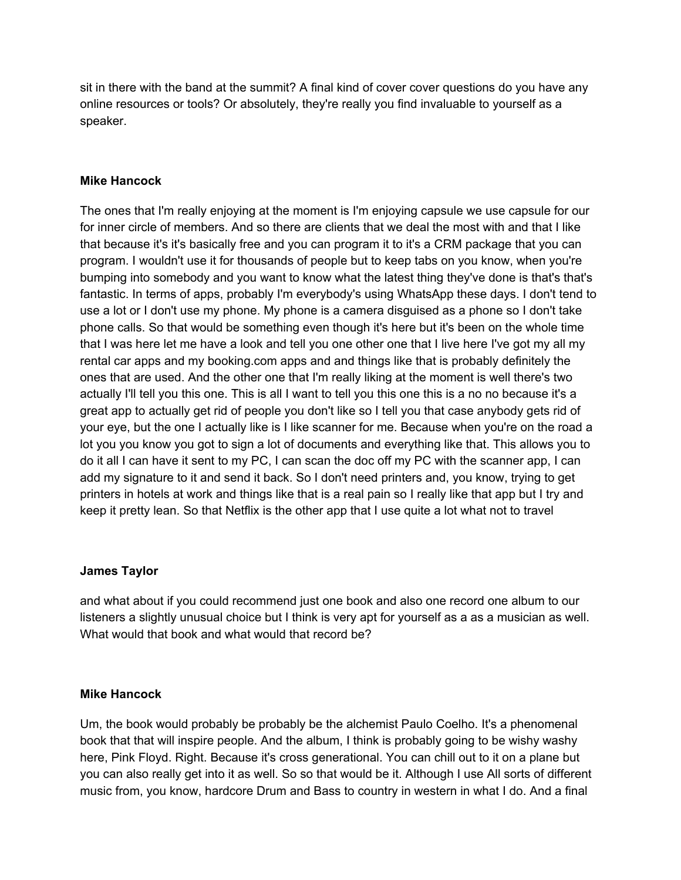sit in there with the band at the summit? A final kind of cover cover questions do you have any online resources or tools? Or absolutely, they're really you find invaluable to yourself as a speaker.

**Mike Hancock**

The ones that I'm really enjoying at the moment is I'm enjoying capsule we use capsule for our for inner circle of members. And so there are clients that we deal the most with and that I like that because it's it's basically free and you can program it to it's a CRM package that you can program. I wouldn't use it for thousands of people but to keep tabs on you know, when you're bumping into somebody and you want to know what the latest thing they've done is that's that's fantastic. In terms of apps, probably I'm everybody's using WhatsApp these days. I don't tend to use a lot or I don't use my phone. My phone is a camera disguised as a phone so I don't take phone calls. So that would be something even though it's here but it's been on the whole time that I was here let me have a look and tell you one other one that I live here I've got my all my rental car apps and my booking.com apps and and things like that is probably definitely the ones that are used. And the other one that I'm really liking at the moment is well there's two actually I'll tell you this one. This is all I want to tell you this one this is a no no because it's a great app to actually get rid of people you don't like so I tell you that case anybody gets rid of your eye, but the one I actually like is I like scanner for me. Because when you're on the road a lot you you know you got to sign a lot of documents and everything like that. This allows you to do it all I can have it sent to my PC, I can scan the doc off my PC with the scanner app, I can add my signature to it and send it back. So I don't need printers and, you know, trying to get printers in hotels at work and things like that is a real pain so I really like that app but I try and keep it pretty lean. So that Netflix is the other app that I use quite a lot what not to travel

**James Taylor**

and what about if you could recommend just one book and also one record one album to our listeners a slightly unusual choice but I think is very apt for yourself as a as a musician as well. What would that book and what would that record be?

**Mike Hancock**

Um, the book would probably be probably be the alchemist Paulo Coelho. It's a phenomenal book that that will inspire people. And the album, I think is probably going to be wishy washy here, Pink Floyd. Right. Because it's cross generational. You can chill out to it on a plane but you can also really get into it as well. So so that would be it. Although I use All sorts of different music from, you know, hardcore Drum and Bass to country in western in what I do. And a final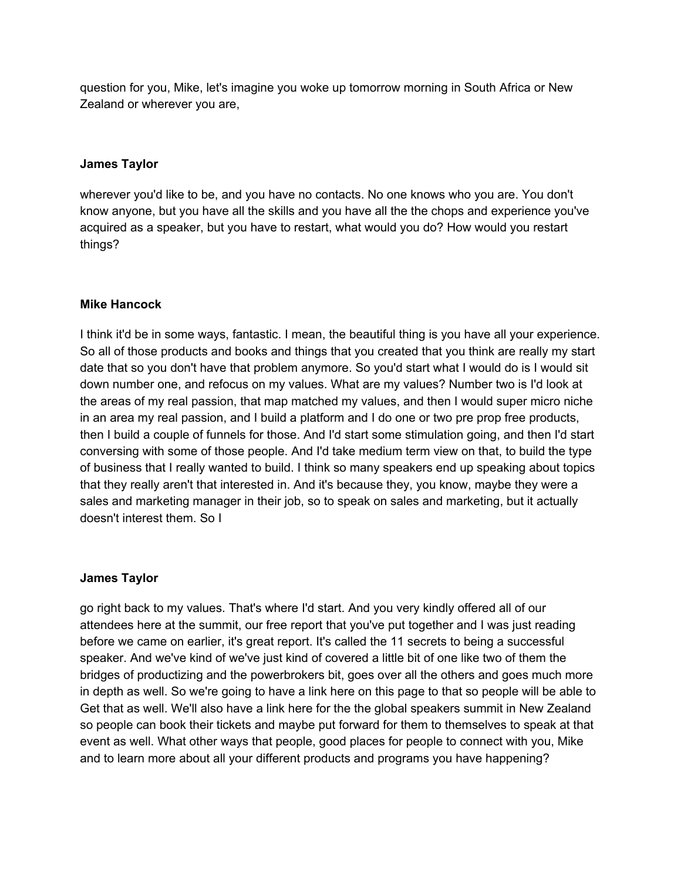question for you, Mike, let's imagine you woke up tomorrow morning in South Africa or New Zealand or wherever you are,

**James Taylor**

wherever you'd like to be, and you have no contacts. No one knows who you are. You don't know anyone, but you have all the skills and you have all the the chops and experience you've acquired as a speaker, but you have to restart, what would you do? How would you restart things?

**Mike Hancock**

I think it'd be in some ways, fantastic. I mean, the beautiful thing is you have all your experience. So all of those products and books and things that you created that you think are really my start date that so you don't have that problem anymore. So you'd start what I would do is I would sit down number one, and refocus on my values. What are my values? Number two is I'd look at the areas of my real passion, that map matched my values, and then I would super micro niche in an area my real passion, and I build a platform and I do one or two pre prop free products, then I build a couple of funnels for those. And I'd start some stimulation going, and then I'd start conversing with some of those people. And I'd take medium term view on that, to build the type of business that I really wanted to build. I think so many speakers end up speaking about topics that they really aren't that interested in. And it's because they, you know, maybe they were a sales and marketing manager in their job, so to speak on sales and marketing, but it actually doesn't interest them. So I

**James Taylor**

go right back to my values. That's where I'd start. And you very kindly offered all of our attendees here at the summit, our free report that you've put together and I was just reading before we came on earlier, it's great report. It's called the 11 secrets to being a successful speaker. And we've kind of we've just kind of covered a little bit of one like two of them the bridges of productizing and the powerbrokers bit, goes over all the others and goes much more in depth as well. So we're going to have a link here on this page to that so people will be able to Get that as well. We'll also have a link here for the the global speakers summit in New Zealand so people can book their tickets and maybe put forward for them to themselves to speak at that event as well. What other ways that people, good places for people to connect with you, Mike and to learn more about all your different products and programs you have happening?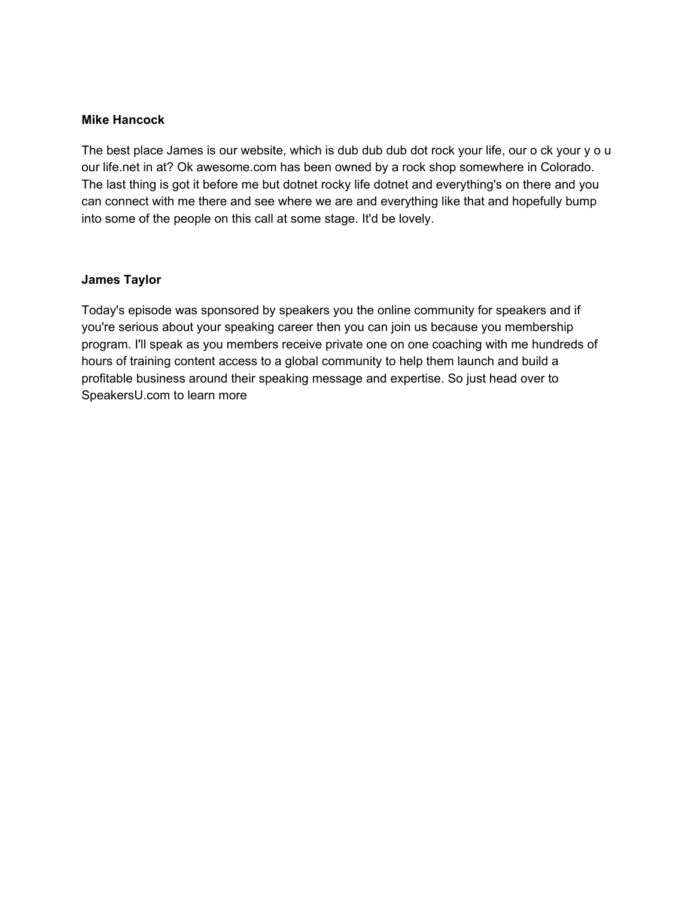**Mike Hancock**

The best place James is our website, which is dub dub dub dot rock your life, our o ck your y o u our life.net in at? Ok awesome.com has been owned by a rock shop somewhere in Colorado. The last thing is got it before me but dotnet rocky life dotnet and everything's on there and you can connect with me there and see where we are and everything like that and hopefully bump into some of the people on this call at some stage. It'd be lovely.

**James Taylor**

Today's episode was sponsored by speakers you the online community for speakers and if you're serious about your speaking career then you can join us because you membership program. I'll speak as you members receive private one on one coaching with me hundreds of hours of training content access to a global community to help them launch and build a profitable business around their speaking message and expertise. So just head over to SpeakersU.com to learn more